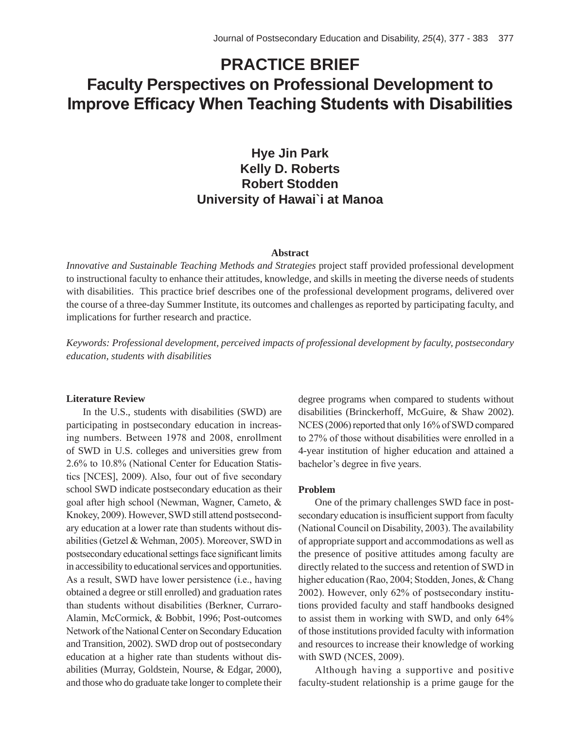# PRACTICE BRIEF

# Faculty Perspectives on Professional Development to Improve Efficacy When Teaching Students with Disabilities

**Hye Jin Park**
**Kelly D. Roberts**
**Robert Stodden**
**University of Hawai`i at Manoa**

### Abstract

*Innovative and Sustainable Teaching Methods and Strategies* project staff provided professional development to instructional faculty to enhance their attitudes, knowledge, and skills in meeting the diverse needs of students with disabilities. This practice brief describes one of the professional development programs, delivered over the course of a three-day Summer Institute, its outcomes and challenges as reported by participating faculty, and implications for further research and practice.

*Keywords: Professional development, perceived impacts of professional development by faculty, postsecondary education, students with disabilities*

### Literature Review

In the U.S., students with disabilities (SWD) are participating in postsecondary education in increasing numbers. Between 1978 and 2008, enrollment of SWD in U.S. colleges and universities grew from 2.6% to 10.8% (National Center for Education Statistics [NCES], 2009). Also, four out of five secondary school SWD indicate postsecondary education as their goal after high school (Newman, Wagner, Cameto, & Knokey, 2009). However, SWD still attend postsecondary education at a lower rate than students without disabilities (Getzel & Wehman, 2005). Moreover, SWD in postsecondary educational settings face significant limits in accessibility to educational services and opportunities. As a result, SWD have lower persistence (i.e., having obtained a degree or still enrolled) and graduation rates than students without disabilities (Berkner, Curraro-Alamin, McCormick, & Bobbit, 1996; Post-outcomes Network of the National Center on Secondary Education and Transition, 2002). SWD drop out of postsecondary education at a higher rate than students without disabilities (Murray, Goldstein, Nourse, & Edgar, 2000), and those who do graduate take longer to complete their degree programs when compared to students without disabilities (Brinckerhoff, McGuire, & Shaw 2002). NCES (2006) reported that only 16% of SWD compared to 27% of those without disabilities were enrolled in a 4-year institution of higher education and attained a bachelor's degree in five years.

### Problem

One of the primary challenges SWD face in postsecondary education is insufficient support from faculty (National Council on Disability, 2003). The availability of appropriate support and accommodations as well as the presence of positive attitudes among faculty are directly related to the success and retention of SWD in higher education (Rao, 2004; Stodden, Jones, & Chang 2002). However, only 62% of postsecondary institutions provided faculty and staff handbooks designed to assist them in working with SWD, and only 64% of those institutions provided faculty with information and resources to increase their knowledge of working with SWD (NCES, 2009).

Although having a supportive and positive faculty-student relationship is a prime gauge for the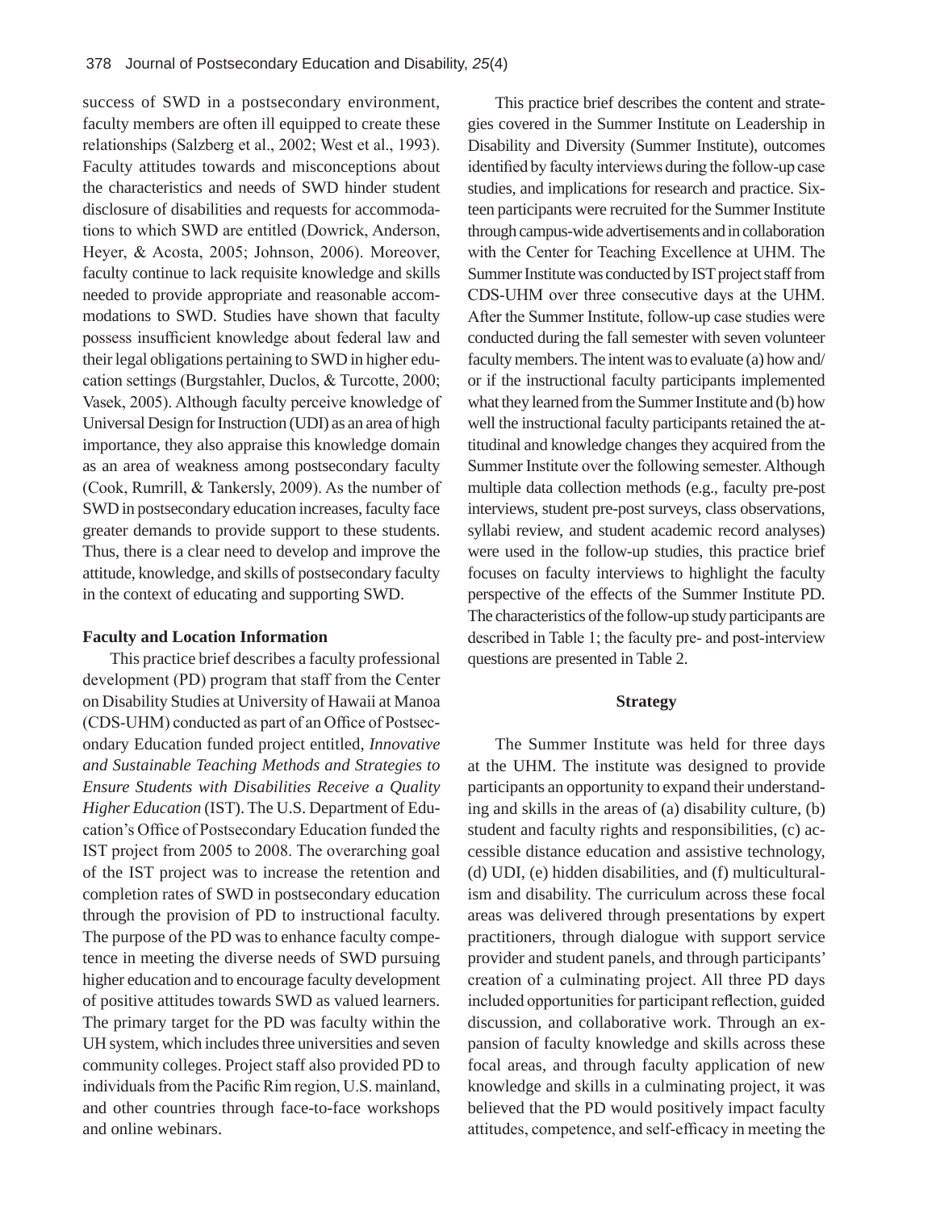success of SWD in a postsecondary environment, faculty members are often ill equipped to create these relationships (Salzberg et al., 2002; West et al., 1993). Faculty attitudes towards and misconceptions about the characteristics and needs of SWD hinder student disclosure of disabilities and requests for accommodations to which SWD are entitled (Dowrick, Anderson, Heyer, & Acosta, 2005; Johnson, 2006). Moreover, faculty continue to lack requisite knowledge and skills needed to provide appropriate and reasonable accommodations to SWD. Studies have shown that faculty possess insufficient knowledge about federal law and their legal obligations pertaining to SWD in higher education settings (Burgstahler, Duclos, & Turcotte, 2000; Vasek, 2005). Although faculty perceive knowledge of Universal Design for Instruction (UDI) as an area of high importance, they also appraise this knowledge domain as an area of weakness among postsecondary faculty (Cook, Rumrill, & Tankersly, 2009). As the number of SWD in postsecondary education increases, faculty face greater demands to provide support to these students. Thus, there is a clear need to develop and improve the attitude, knowledge, and skills of postsecondary faculty in the context of educating and supporting SWD.

**Faculty and Location Information**

This practice brief describes a faculty professional development (PD) program that staff from the Center on Disability Studies at University of Hawaii at Manoa (CDS-UHM) conducted as part of an Office of Postsecondary Education funded project entitled, ***Innovative and Sustainable Teaching Methods and Strategies to Ensure Students with Disabilities Receive a Quality Higher Education*** (IST). The U.S. Department of Education's Office of Postsecondary Education funded the IST project from 2005 to 2008. The overarching goal of the IST project was to increase the retention and completion rates of SWD in postsecondary education through the provision of PD to instructional faculty. The purpose of the PD was to enhance faculty competence in meeting the diverse needs of SWD pursuing higher education and to encourage faculty development of positive attitudes towards SWD as valued learners. The primary target for the PD was faculty within the UH system, which includes three universities and seven community colleges. Project staff also provided PD to individuals from the Pacific Rim region, U.S. mainland, and other countries through face-to-face workshops and online webinars.

This practice brief describes the content and strategies covered in the Summer Institute on Leadership in Disability and Diversity (Summer Institute), outcomes identified by faculty interviews during the follow-up case studies, and implications for research and practice. Sixteen participants were recruited for the Summer Institute through campus-wide advertisements and in collaboration with the Center for Teaching Excellence at UHM. The Summer Institute was conducted by IST project staff from CDS-UHM over three consecutive days at the UHM. After the Summer Institute, follow-up case studies were conducted during the fall semester with seven volunteer faculty members. The intent was to evaluate (a) how and/or if the instructional faculty participants implemented what they learned from the Summer Institute and (b) how well the instructional faculty participants retained the attitudinal and knowledge changes they acquired from the Summer Institute over the following semester. Although multiple data collection methods (e.g., faculty pre-post interviews, student pre-post surveys, class observations, syllabi review, and student academic record analyses) were used in the follow-up studies, this practice brief focuses on faculty interviews to highlight the faculty perspective of the effects of the Summer Institute PD. The characteristics of the follow-up study participants are described in Table 1; the faculty pre- and post-interview questions are presented in Table 2.

## Strategy

The Summer Institute was held for three days at the UHM. The institute was designed to provide participants an opportunity to expand their understanding and skills in the areas of (a) disability culture, (b) student and faculty rights and responsibilities, (c) accessible distance education and assistive technology, (d) UDI, (e) hidden disabilities, and (f) multiculturalism and disability. The curriculum across these focal areas was delivered through presentations by expert practitioners, through dialogue with support service provider and student panels, and through participants' creation of a culminating project. All three PD days included opportunities for participant reflection, guided discussion, and collaborative work. Through an expansion of faculty knowledge and skills across these focal areas, and through faculty application of new knowledge and skills in a culminating project, it was believed that the PD would positively impact faculty attitudes, competence, and self-efficacy in meeting the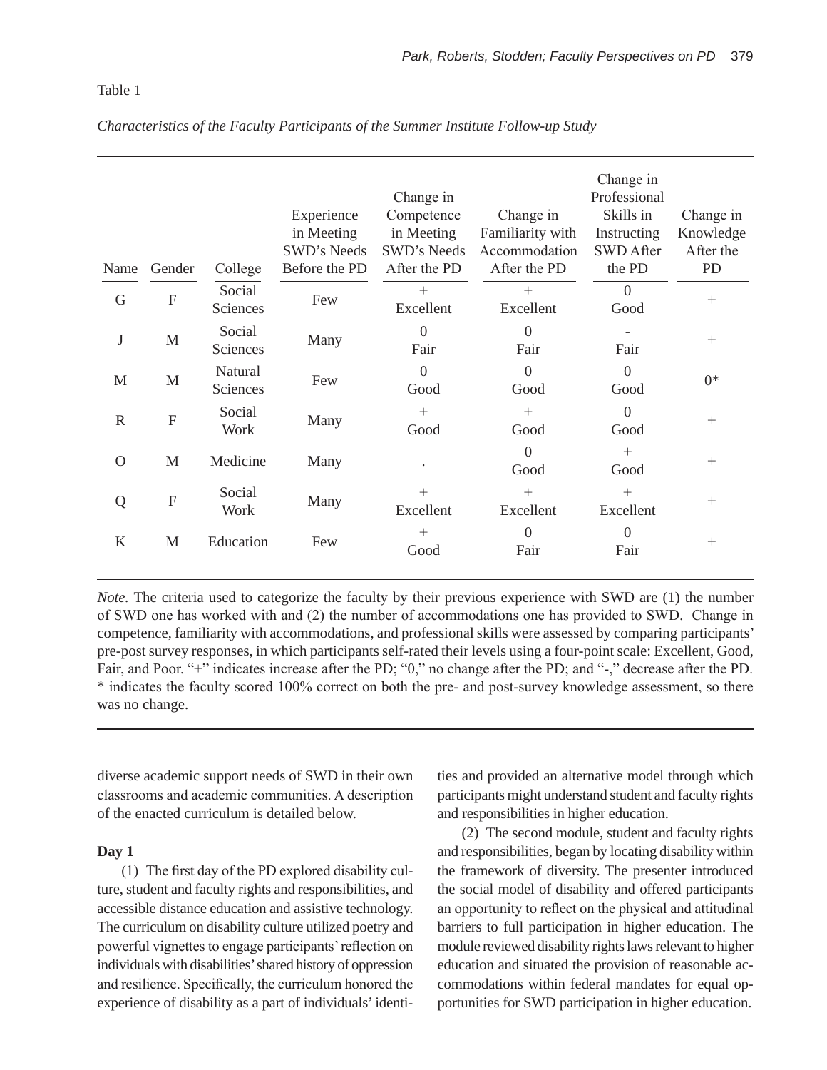Table 1

*Characteristics of the Faculty Participants of the Summer Institute Follow-up Study*

| Name | Gender | College | Experience in Meeting SWD's Needs Before the PD | Change in Competence in Meeting SWD's Needs After the PD | Change in Familiarity with Accommodation After the PD | Change in Professional Skills in Instructing SWD After the PD | Change in Knowledge After the PD |
|---|---|---|---|---|---|---|---|
| G | F | Social Sciences | Few | + Excellent | + Excellent | 0 Good | + |
| J | M | Social Sciences | Many | 0 Fair | 0 Fair | - Fair | + |
| M | M | Natural Sciences | Few | 0 Good | 0 Good | 0 Good | 0* |
| R | F | Social Work | Many | + Good | + Good | 0 Good | + |
| O | M | Medicine | Many | . | 0 Good | + Good | + |
| Q | F | Social Work | Many | + Excellent | + Excellent | + Excellent | + |
| K | M | Education | Few | + Good | 0 Fair | 0 Fair | + |

*Note.* The criteria used to categorize the faculty by their previous experience with SWD are (1) the number of SWD one has worked with and (2) the number of accommodations one has provided to SWD. Change in competence, familiarity with accommodations, and professional skills were assessed by comparing participants' pre-post survey responses, in which participants self-rated their levels using a four-point scale: Excellent, Good, Fair, and Poor. "+" indicates increase after the PD; "0," no change after the PD; and "-," decrease after the PD. * indicates the faculty scored 100% correct on both the pre- and post-survey knowledge assessment, so there was no change.

diverse academic support needs of SWD in their own classrooms and academic communities. A description of the enacted curriculum is detailed below.

**Day 1**

(1) The first day of the PD explored disability culture, student and faculty rights and responsibilities, and accessible distance education and assistive technology. The curriculum on disability culture utilized poetry and powerful vignettes to engage participants' reflection on individuals with disabilities' shared history of oppression and resilience. Specifically, the curriculum honored the experience of disability as a part of individuals' identities and provided an alternative model through which participants might understand student and faculty rights and responsibilities in higher education.

(2) The second module, student and faculty rights and responsibilities, began by locating disability within the framework of diversity. The presenter introduced the social model of disability and offered participants an opportunity to reflect on the physical and attitudinal barriers to full participation in higher education. The module reviewed disability rights laws relevant to higher education and situated the provision of reasonable accommodations within federal mandates for equal opportunities for SWD participation in higher education.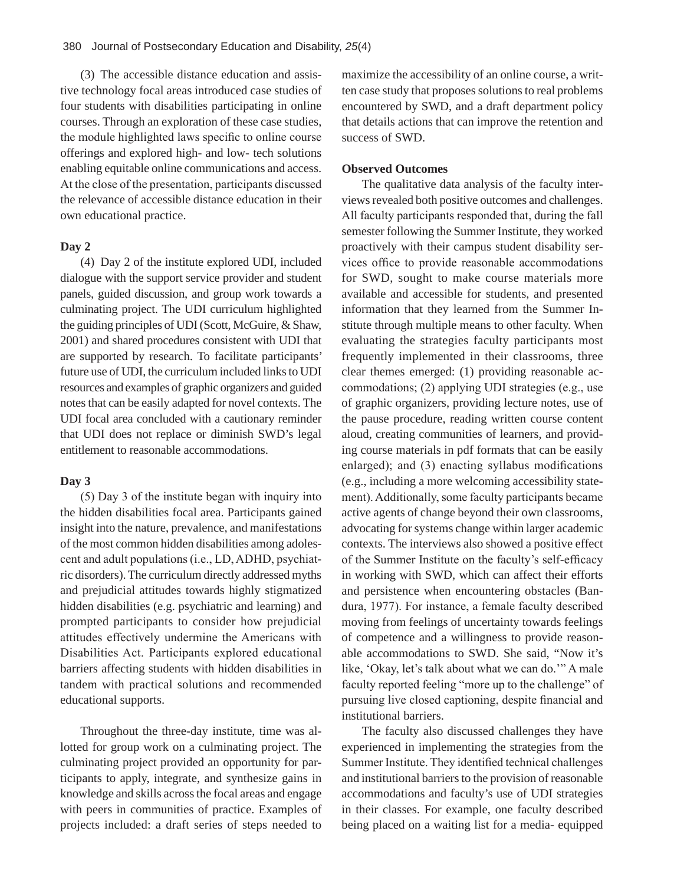(3) The accessible distance education and assistive technology focal areas introduced case studies of four students with disabilities participating in online courses. Through an exploration of these case studies, the module highlighted laws specific to online course offerings and explored high- and low- tech solutions enabling equitable online communications and access. At the close of the presentation, participants discussed the relevance of accessible distance education in their own educational practice.

**Day 2**

(4) Day 2 of the institute explored UDI, included dialogue with the support service provider and student panels, guided discussion, and group work towards a culminating project. The UDI curriculum highlighted the guiding principles of UDI (Scott, McGuire, & Shaw, 2001) and shared procedures consistent with UDI that are supported by research. To facilitate participants' future use of UDI, the curriculum included links to UDI resources and examples of graphic organizers and guided notes that can be easily adapted for novel contexts. The UDI focal area concluded with a cautionary reminder that UDI does not replace or diminish SWD's legal entitlement to reasonable accommodations.

**Day 3**

(5) Day 3 of the institute began with inquiry into the hidden disabilities focal area. Participants gained insight into the nature, prevalence, and manifestations of the most common hidden disabilities among adolescent and adult populations (i.e., LD, ADHD, psychiatric disorders). The curriculum directly addressed myths and prejudicial attitudes towards highly stigmatized hidden disabilities (e.g. psychiatric and learning) and prompted participants to consider how prejudicial attitudes effectively undermine the Americans with Disabilities Act. Participants explored educational barriers affecting students with hidden disabilities in tandem with practical solutions and recommended educational supports.

Throughout the three-day institute, time was allotted for group work on a culminating project. The culminating project provided an opportunity for participants to apply, integrate, and synthesize gains in knowledge and skills across the focal areas and engage with peers in communities of practice. Examples of projects included: a draft series of steps needed to maximize the accessibility of an online course, a written case study that proposes solutions to real problems encountered by SWD, and a draft department policy that details actions that can improve the retention and success of SWD.

**Observed Outcomes**

The qualitative data analysis of the faculty interviews revealed both positive outcomes and challenges. All faculty participants responded that, during the fall semester following the Summer Institute, they worked proactively with their campus student disability services office to provide reasonable accommodations for SWD, sought to make course materials more available and accessible for students, and presented information that they learned from the Summer Institute through multiple means to other faculty. When evaluating the strategies faculty participants most frequently implemented in their classrooms, three clear themes emerged: (1) providing reasonable accommodations; (2) applying UDI strategies (e.g., use of graphic organizers, providing lecture notes, use of the pause procedure, reading written course content aloud, creating communities of learners, and providing course materials in pdf formats that can be easily enlarged); and (3) enacting syllabus modifications (e.g., including a more welcoming accessibility statement). Additionally, some faculty participants became active agents of change beyond their own classrooms, advocating for systems change within larger academic contexts. The interviews also showed a positive effect of the Summer Institute on the faculty's self-efficacy in working with SWD, which can affect their efforts and persistence when encountering obstacles (Bandura, 1977). For instance, a female faculty described moving from feelings of uncertainty towards feelings of competence and a willingness to provide reasonable accommodations to SWD. She said, "Now it's like, 'Okay, let's talk about what we can do.'" A male faculty reported feeling "more up to the challenge" of pursuing live closed captioning, despite financial and institutional barriers.

The faculty also discussed challenges they have experienced in implementing the strategies from the Summer Institute. They identified technical challenges and institutional barriers to the provision of reasonable accommodations and faculty's use of UDI strategies in their classes. For example, one faculty described being placed on a waiting list for a media- equipped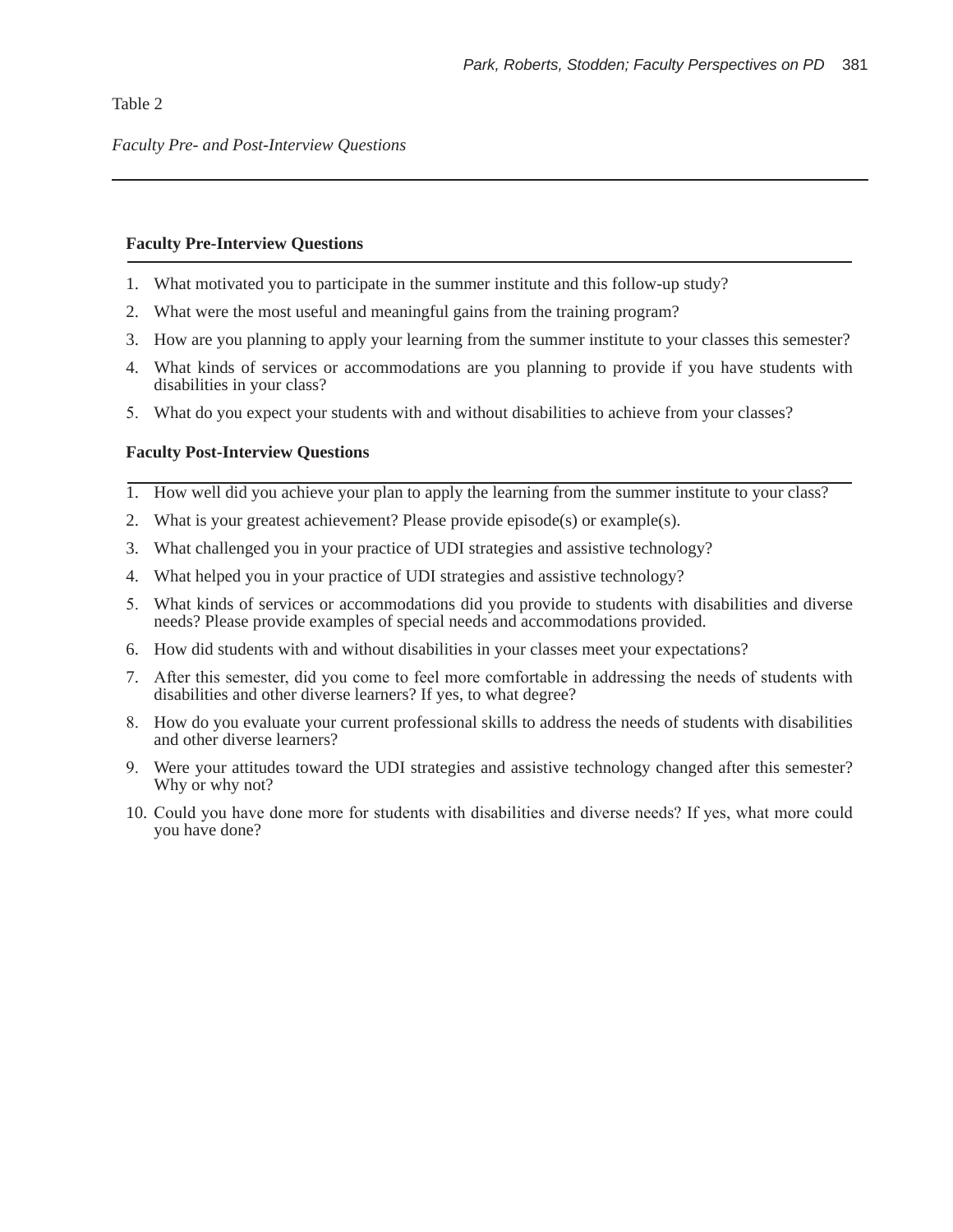Table 2

*Faculty Pre- and Post-Interview Questions*

**Faculty Pre-Interview Questions**

1. What motivated you to participate in the summer institute and this follow-up study?
2. What were the most useful and meaningful gains from the training program?
3. How are you planning to apply your learning from the summer institute to your classes this semester?
4. What kinds of services or accommodations are you planning to provide if you have students with disabilities in your class?
5. What do you expect your students with and without disabilities to achieve from your classes?

**Faculty Post-Interview Questions**

1. How well did you achieve your plan to apply the learning from the summer institute to your class?
2. What is your greatest achievement? Please provide episode(s) or example(s).
3. What challenged you in your practice of UDI strategies and assistive technology?
4. What helped you in your practice of UDI strategies and assistive technology?
5. What kinds of services or accommodations did you provide to students with disabilities and diverse needs? Please provide examples of special needs and accommodations provided.
6. How did students with and without disabilities in your classes meet your expectations?
7. After this semester, did you come to feel more comfortable in addressing the needs of students with disabilities and other diverse learners? If yes, to what degree?
8. How do you evaluate your current professional skills to address the needs of students with disabilities and other diverse learners?
9. Were your attitudes toward the UDI strategies and assistive technology changed after this semester? Why or why not?
10. Could you have done more for students with disabilities and diverse needs? If yes, what more could you have done?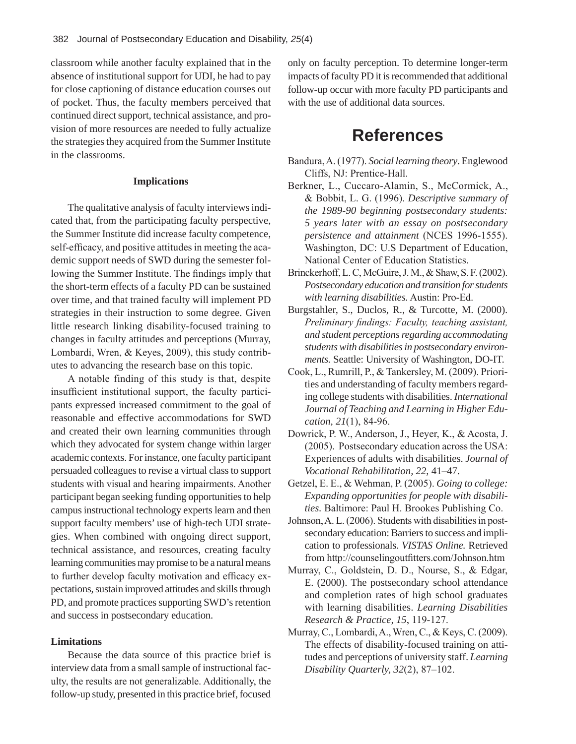classroom while another faculty explained that in the absence of institutional support for UDI, he had to pay for close captioning of distance education courses out of pocket. Thus, the faculty members perceived that continued direct support, technical assistance, and provision of more resources are needed to fully actualize the strategies they acquired from the Summer Institute in the classrooms.

**Implications**

The qualitative analysis of faculty interviews indicated that, from the participating faculty perspective, the Summer Institute did increase faculty competence, self-efficacy, and positive attitudes in meeting the academic support needs of SWD during the semester following the Summer Institute. The findings imply that the short-term effects of a faculty PD can be sustained over time, and that trained faculty will implement PD strategies in their instruction to some degree. Given little research linking disability-focused training to changes in faculty attitudes and perceptions (Murray, Lombardi, Wren, & Keyes, 2009), this study contributes to advancing the research base on this topic.

A notable finding of this study is that, despite insufficient institutional support, the faculty participants expressed increased commitment to the goal of reasonable and effective accommodations for SWD and created their own learning communities through which they advocated for system change within larger academic contexts. For instance, one faculty participant persuaded colleagues to revise a virtual class to support students with visual and hearing impairments. Another participant began seeking funding opportunities to help campus instructional technology experts learn and then support faculty members' use of high-tech UDI strategies. When combined with ongoing direct support, technical assistance, and resources, creating faculty learning communities may promise to be a natural means to further develop faculty motivation and efficacy expectations, sustain improved attitudes and skills through PD, and promote practices supporting SWD's retention and success in postsecondary education.

**Limitations**

Because the data source of this practice brief is interview data from a small sample of instructional faculty, the results are not generalizable. Additionally, the follow-up study, presented in this practice brief, focused only on faculty perception. To determine longer-term impacts of faculty PD it is recommended that additional follow-up occur with more faculty PD participants and with the use of additional data sources.

# References

Bandura, A. (1977). *Social learning theory*. Englewood Cliffs, NJ: Prentice-Hall.

Berkner, L., Cuccaro-Alamin, S., McCormick, A., & Bobbit, L. G. (1996). *Descriptive summary of the 1989-90 beginning postsecondary students: 5 years later with an essay on postsecondary persistence and attainment* (NCES 1996-1555). Washington, DC: U.S Department of Education, National Center of Education Statistics.

Brinckerhoff, L. C, McGuire, J. M., & Shaw, S. F. (2002). *Postsecondary education and transition for students with learning disabilities.* Austin: Pro-Ed.

Burgstahler, S., Duclos, R., & Turcotte, M. (2000). *Preliminary findings: Faculty, teaching assistant, and student perceptions regarding accommodating students with disabilities in postsecondary environments.* Seattle: University of Washington, DO-IT.

Cook, L., Rumrill, P., & Tankersley, M. (2009). Priorities and understanding of faculty members regarding college students with disabilities. *International Journal of Teaching and Learning in Higher Education, 21*(1), 84-96.

Dowrick, P. W., Anderson, J., Heyer, K., & Acosta, J. (2005). Postsecondary education across the USA: Experiences of adults with disabilities. *Journal of Vocational Rehabilitation, 22*, 41–47.

Getzel, E. E., & Wehman, P. (2005). *Going to college: Expanding opportunities for people with disabilities.* Baltimore: Paul H. Brookes Publishing Co.

Johnson, A. L. (2006). Students with disabilities in postsecondary education: Barriers to success and implication to professionals. *VISTAS Online.* Retrieved from http://counselingoutfitters.com/Johnson.htm

Murray, C., Goldstein, D. D., Nourse, S., & Edgar, E. (2000). The postsecondary school attendance and completion rates of high school graduates with learning disabilities. *Learning Disabilities Research & Practice, 15*, 119-127.

Murray, C., Lombardi, A., Wren, C., & Keys, C. (2009). The effects of disability-focused training on attitudes and perceptions of university staff. *Learning Disability Quarterly, 32*(2), 87–102.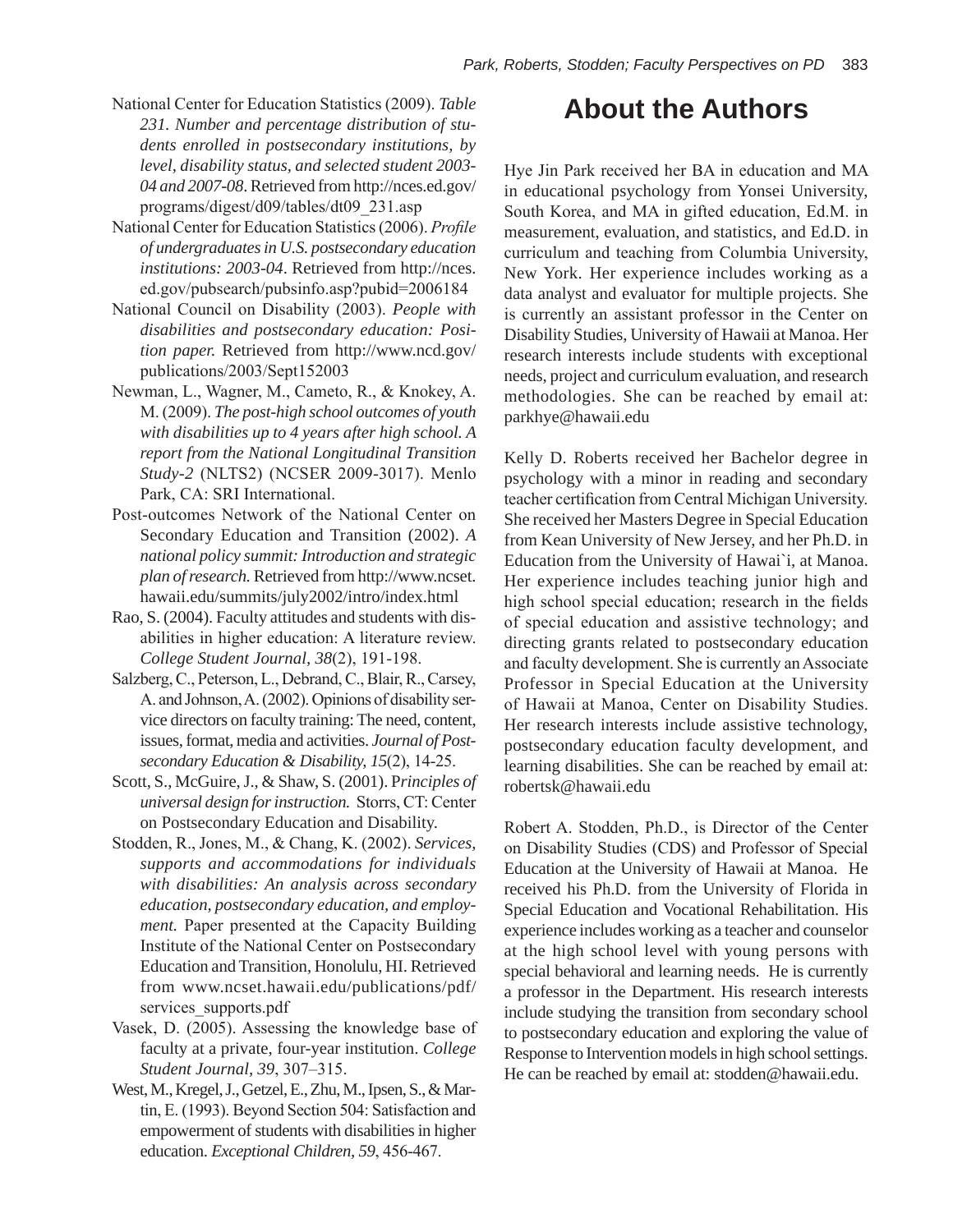National Center for Education Statistics (2009). *Table 231. Number and percentage distribution of students enrolled in postsecondary institutions, by level, disability status, and selected student 2003-04 and 2007-08*. Retrieved from http://nces.ed.gov/programs/digest/d09/tables/dt09_231.asp

National Center for Education Statistics (2006). *Profile of undergraduates in U.S. postsecondary education institutions: 2003-04*. Retrieved from http://nces.ed.gov/pubsearch/pubsinfo.asp?pubid=2006184

National Council on Disability (2003). *People with disabilities and postsecondary education: Position paper.* Retrieved from http://www.ncd.gov/publications/2003/Sept152003

Newman, L., Wagner, M., Cameto, R., & Knokey, A. M. (2009). *The post-high school outcomes of youth with disabilities up to 4 years after high school. A report from the National Longitudinal Transition Study-2* (NLTS2) (NCSER 2009-3017). Menlo Park, CA: SRI International.

Post-outcomes Network of the National Center on Secondary Education and Transition (2002). *A national policy summit: Introduction and strategic plan of research.* Retrieved from http://www.ncset.hawaii.edu/summits/july2002/intro/index.html

Rao, S. (2004). Faculty attitudes and students with disabilities in higher education: A literature review. *College Student Journal, 38*(2), 191-198.

Salzberg, C., Peterson, L., Debrand, C., Blair, R., Carsey, A. and Johnson, A. (2002). Opinions of disability service directors on faculty training: The need, content, issues, format, media and activities. *Journal of Postsecondary Education & Disability, 15*(2), 14-25.

Scott, S., McGuire, J., & Shaw, S. (2001). P*rinciples of universal design for instruction.* Storrs, CT: Center on Postsecondary Education and Disability.

Stodden, R., Jones, M., & Chang, K. (2002). *Services, supports and accommodations for individuals with disabilities: An analysis across secondary education, postsecondary education, and employment.* Paper presented at the Capacity Building Institute of the National Center on Postsecondary Education and Transition, Honolulu, HI. Retrieved from www.ncset.hawaii.edu/publications/pdf/services_supports.pdf

Vasek, D. (2005). Assessing the knowledge base of faculty at a private, four-year institution. *College Student Journal, 39*, 307–315.

West, M., Kregel, J., Getzel, E., Zhu, M., Ipsen, S., & Martin, E. (1993). Beyond Section 504: Satisfaction and empowerment of students with disabilities in higher education. *Exceptional Children, 59*, 456-467.

# About the Authors

Hye Jin Park received her BA in education and MA in educational psychology from Yonsei University, South Korea, and MA in gifted education, Ed.M. in measurement, evaluation, and statistics, and Ed.D. in curriculum and teaching from Columbia University, New York. Her experience includes working as a data analyst and evaluator for multiple projects. She is currently an assistant professor in the Center on Disability Studies, University of Hawaii at Manoa. Her research interests include students with exceptional needs, project and curriculum evaluation, and research methodologies. She can be reached by email at: parkhye@hawaii.edu

Kelly D. Roberts received her Bachelor degree in psychology with a minor in reading and secondary teacher certification from Central Michigan University. She received her Masters Degree in Special Education from Kean University of New Jersey, and her Ph.D. in Education from the University of Hawai`i, at Manoa. Her experience includes teaching junior high and high school special education; research in the fields of special education and assistive technology; and directing grants related to postsecondary education and faculty development. She is currently an Associate Professor in Special Education at the University of Hawaii at Manoa, Center on Disability Studies. Her research interests include assistive technology, postsecondary education faculty development, and learning disabilities. She can be reached by email at: robertsk@hawaii.edu

Robert A. Stodden, Ph.D., is Director of the Center on Disability Studies (CDS) and Professor of Special Education at the University of Hawaii at Manoa. He received his Ph.D. from the University of Florida in Special Education and Vocational Rehabilitation. His experience includes working as a teacher and counselor at the high school level with young persons with special behavioral and learning needs. He is currently a professor in the Department. His research interests include studying the transition from secondary school to postsecondary education and exploring the value of Response to Intervention models in high school settings. He can be reached by email at: stodden@hawaii.edu.